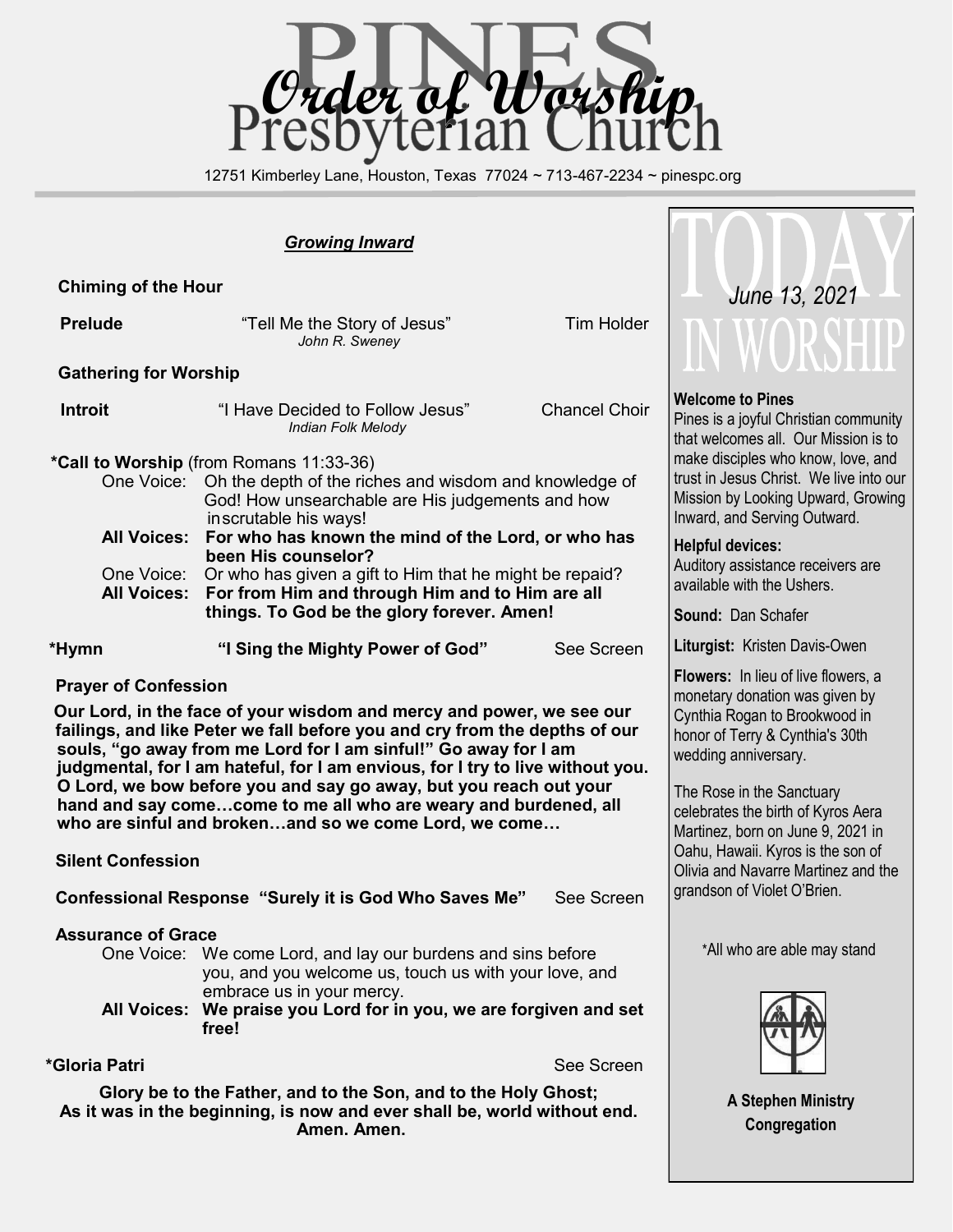# Order of Worship

## Pines Presbyterian Church

12751 Kimberley Lane, Houston, Texas 77024 ~ 713-467-2234 ~ pinespc.org

### *Growing Inward*

**Chiming of the Hour**

**Prelude** "Tell Me the Story of Jesus" *John R. Sweney* — Tim Holder

**Gathering for Worship**

**Introit** "I Have Decided to Follow Jesus" *Indian Folk Melody* — Chancel Choir

**\*Call to Worship** (from Romans 11:33-36)

One Voice: Oh the depth of the riches and wisdom and knowledge of God! How unsearchable are His judgements and how inscrutable his ways!

**All Voices: For who has known the mind of the Lord, or who has been His counselor?**

One Voice: Or who has given a gift to Him that he might be repaid?

**All Voices: For from Him and through Him and to Him are all things. To God be the glory forever. Amen!**

**\*Hymn "I Sing the Mighty Power of God"** — See Screen

**Prayer of Confession**

**Our Lord, in the face of your wisdom and mercy and power, we see our failings, and like Peter we fall before you and cry from the depths of our souls, "go away from me Lord for I am sinful!" Go away for I am judgmental, for I am hateful, for I am envious, for I try to live without you. O Lord, we bow before you and say go away, but you reach out your hand and say come…come to me all who are weary and burdened, all who are sinful and broken…and so we come Lord, we come…**

**Silent Confession**

**Confessional Response "Surely it is God Who Saves Me"** — See Screen

**Assurance of Grace**

One Voice: We come Lord, and lay our burdens and sins before you, and you welcome us, touch us with your love, and embrace us in your mercy.

**All Voices: We praise you Lord for in you, we are forgiven and set free!**

**\*Gloria Patri** — See Screen

**Glory be to the Father, and to the Son, and to the Holy Ghost;
As it was in the beginning, is now and ever shall be, world without end.
Amen. Amen.**

---

## TODAY IN WORSHIP

*June 13, 2021*

**Welcome to Pines**
Pines is a joyful Christian community that welcomes all. Our Mission is to make disciples who know, love, and trust in Jesus Christ. We live into our Mission by Looking Upward, Growing Inward, and Serving Outward.

**Helpful devices:**
Auditory assistance receivers are available with the Ushers.

**Sound:** Dan Schafer

**Liturgist:** Kristen Davis-Owen

**Flowers:** In lieu of live flowers, a monetary donation was given by Cynthia Rogan to Brookwood in honor of Terry & Cynthia's 30th wedding anniversary.

The Rose in the Sanctuary celebrates the birth of Kyros Aera Martinez, born on June 9, 2021 in Oahu, Hawaii. Kyros is the son of Olivia and Navarre Martinez and the grandson of Violet O'Brien.

\*All who are able may stand

**A Stephen Ministry Congregation**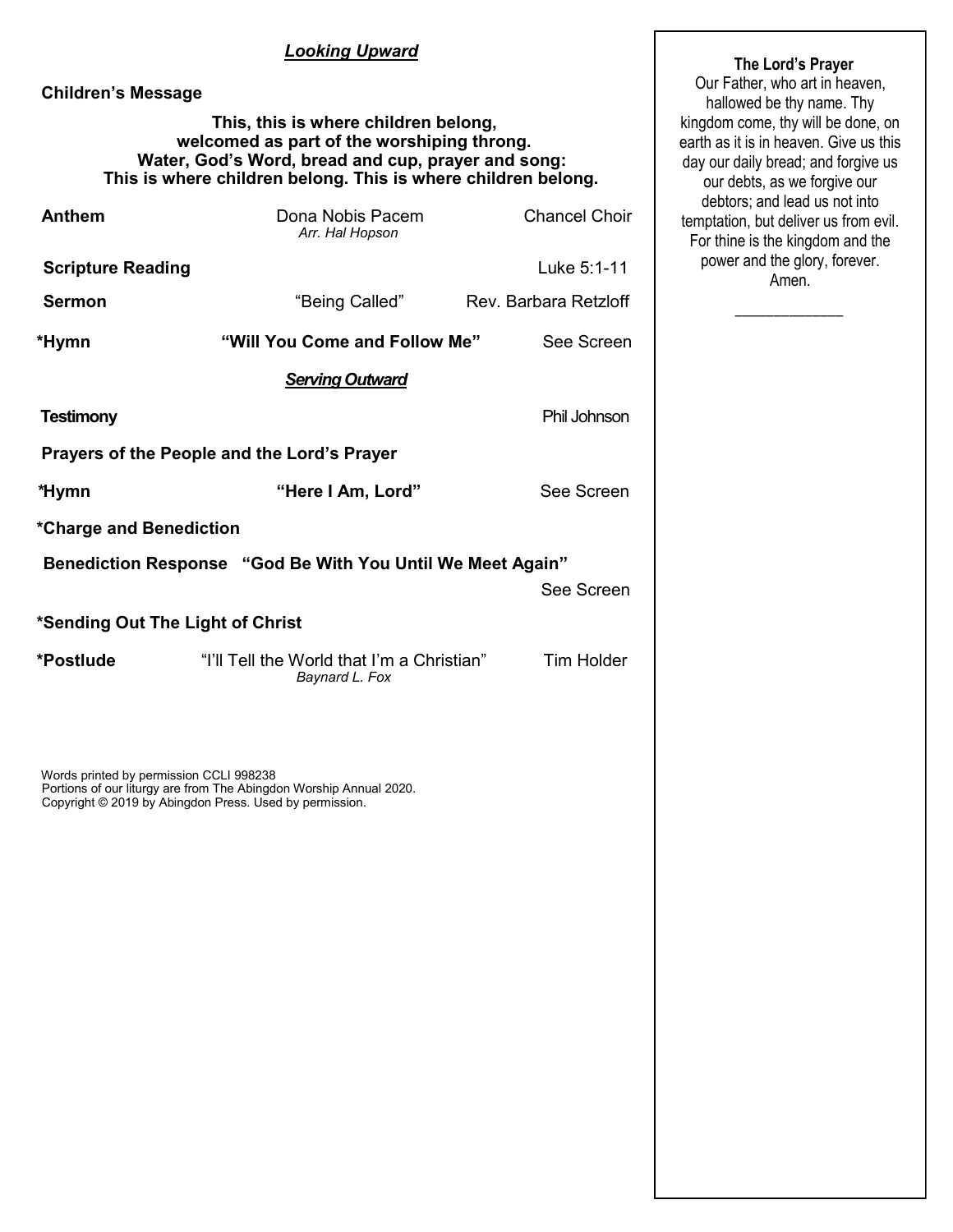## *Looking Upward*

**Children's Message**

**This, this is where children belong,**
**welcomed as part of the worshiping throng.**
**Water, God's Word, bread and cup, prayer and song:**
**This is where children belong. This is where children belong.**

**Anthem** Dona Nobis Pacem *Arr. Hal Hopson* Chancel Choir

**Scripture Reading** Luke 5:1-11

**Sermon** "Being Called" Rev. Barbara Retzloff

***Hymn** **"Will You Come and Follow Me"** See Screen

## *Serving Outward*

**Testimony** Phil Johnson

**Prayers of the People and the Lord's Prayer**

***Hymn** **"Here I Am, Lord"** See Screen

***Charge and Benediction**

**Benediction Response "God Be With You Until We Meet Again"** See Screen

***Sending Out The Light of Christ**

***Postlude** "I'll Tell the World that I'm a Christian" *Baynard L. Fox* Tim Holder

Words printed by permission CCLI 998238
Portions of our liturgy are from The Abingdon Worship Annual 2020.
Copyright © 2019 by Abingdon Press. Used by permission.

**The Lord's Prayer**

Our Father, who art in heaven, hallowed be thy name. Thy kingdom come, thy will be done, on earth as it is in heaven. Give us this day our daily bread; and forgive us our debts, as we forgive our debtors; and lead us not into temptation, but deliver us from evil. For thine is the kingdom and the power and the glory, forever. Amen.

\_\_\_\_\_\_\_\_\_\_\_\_\_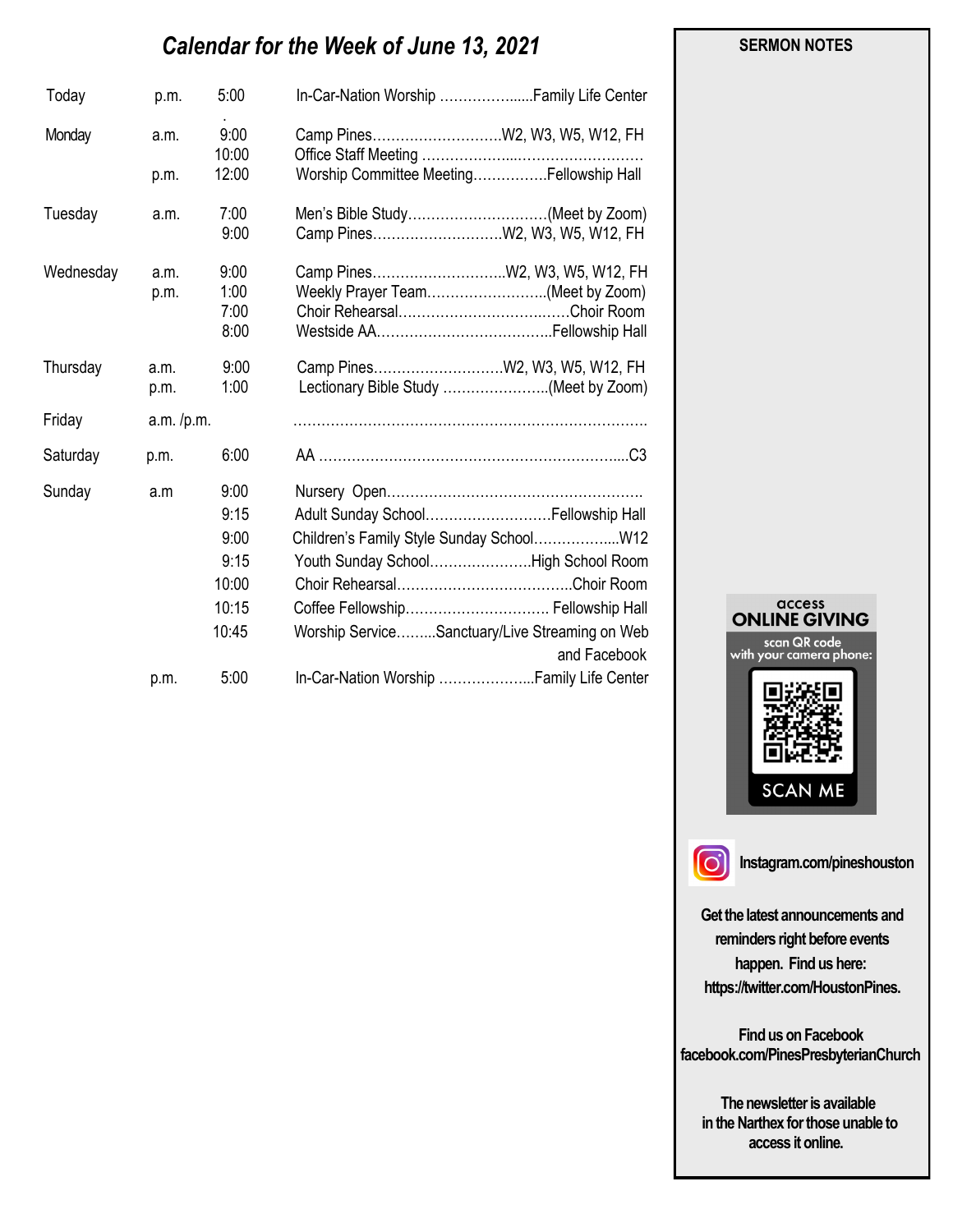# *Calendar for the Week of June 13, 2021*

| | | | |
|---|---|---|---|
| Today | p.m. | 5:00 | In-Car-Nation Worship ……………......Family Life Center |
| Monday | a.m. | 9:00 | Camp Pines……………………….W2, W3, W5, W12, FH |
| | | 10:00 | Office Staff Meeting ………………...……………………… |
| | p.m. | 12:00 | Worship Committee Meeting…………….Fellowship Hall |
| Tuesday | a.m. | 7:00 | Men's Bible Study…………………………(Meet by Zoom) |
| | | 9:00 | Camp Pines……………………….W2, W3, W5, W12, FH |
| Wednesday | a.m. | 9:00 | Camp Pines………………………..W2, W3, W5, W12, FH |
| | p.m. | 1:00 | Weekly Prayer Team……………………..(Meet by Zoom) |
| | | 7:00 | Choir Rehearsal…………………………..……Choir Room |
| | | 8:00 | Westside AA………………………………..Fellowship Hall |
| Thursday | a.m. | 9:00 | Camp Pines……………………….W2, W3, W5, W12, FH |
| | p.m. | 1:00 | Lectionary Bible Study …………………..(Meet by Zoom) |
| Friday | a.m. /p.m. | | ………………………………………………………………. |
| Saturday | p.m. | 6:00 | AA ………………………………………………………....C3 |
| Sunday | a.m | 9:00 | Nursery Open………………………………………………. |
| | | 9:15 | Adult Sunday School………………………Fellowship Hall |
| | | 9:00 | Children's Family Style Sunday School……………....W12 |
| | | 9:15 | Youth Sunday School………………….High School Room |
| | | 10:00 | Choir Rehearsal……………………………….Choir Room |
| | | 10:15 | Coffee Fellowship…………………………. Fellowship Hall |
| | | 10:45 | Worship Service……...Sanctuary/Live Streaming on Web and Facebook |
| | p.m. | 5:00 | In-Car-Nation Worship ………………...Family Life Center |

**SERMON NOTES**

access
**ONLINE GIVING**
scan QR code with your camera phone:
SCAN ME

**Instagram.com/pineshouston**

**Get the latest announcements and reminders right before events happen. Find us here: https://twitter.com/HoustonPines.**

**Find us on Facebook facebook.com/PinesPresbyterianChurch**

**The newsletter is available in the Narthex for those unable to access it online.**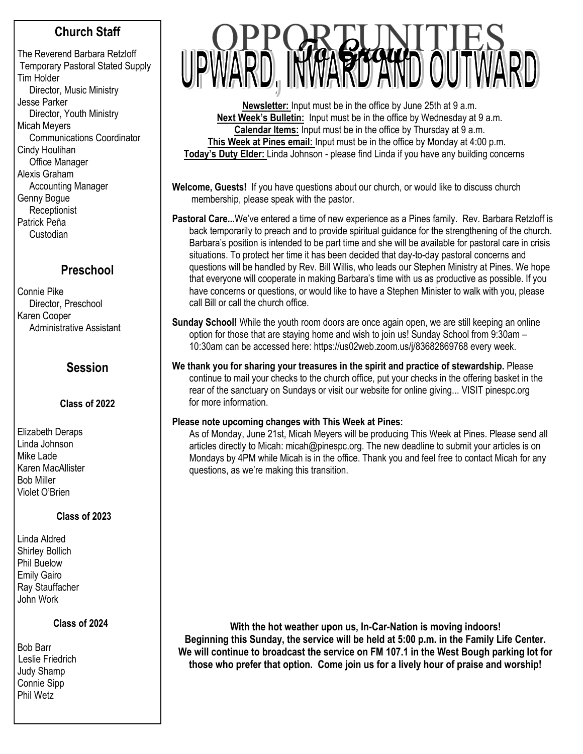## Church Staff

The Reverend Barbara Retzloff
Temporary Pastoral Stated Supply
Tim Holder
Director, Music Ministry
Jesse Parker
Director, Youth Ministry
Micah Meyers
Communications Coordinator
Cindy Houlihan
Office Manager
Alexis Graham
Accounting Manager
Genny Bogue
Receptionist
Patrick Peña
Custodian

## Preschool

Connie Pike
Director, Preschool
Karen Cooper
Administrative Assistant

## Session

### Class of 2022

Elizabeth Deraps
Linda Johnson
Mike Lade
Karen MacAllister
Bob Miller
Violet O'Brien

### Class of 2023

Linda Aldred
Shirley Bollich
Phil Buelow
Emily Gairo
Ray Stauffacher
John Work

### Class of 2024

Bob Barr
Leslie Friedrich
Judy Shamp
Connie Sipp
Phil Wetz

# OPPORTUNITIES To Grow UPWARD, INWARD AND OUTWARD

**Newsletter:** Input must be in the office by June 25th at 9 a.m.
**Next Week's Bulletin:** Input must be in the office by Wednesday at 9 a.m.
**Calendar Items:** Input must be in the office by Thursday at 9 a.m.
**This Week at Pines email:** Input must be in the office by Monday at 4:00 p.m.
**Today's Duty Elder:** Linda Johnson - please find Linda if you have any building concerns

**Welcome, Guests!** If you have questions about our church, or would like to discuss church membership, please speak with the pastor.

**Pastoral Care...** We've entered a time of new experience as a Pines family. Rev. Barbara Retzloff is back temporarily to preach and to provide spiritual guidance for the strengthening of the church. Barbara's position is intended to be part time and she will be available for pastoral care in crisis situations. To protect her time it has been decided that day-to-day pastoral concerns and questions will be handled by Rev. Bill Willis, who leads our Stephen Ministry at Pines. We hope that everyone will cooperate in making Barbara's time with us as productive as possible. If you have concerns or questions, or would like to have a Stephen Minister to walk with you, please call Bill or call the church office.

**Sunday School!** While the youth room doors are once again open, we are still keeping an online option for those that are staying home and wish to join us! Sunday School from 9:30am – 10:30am can be accessed here: https://us02web.zoom.us/j/83682869768 every week.

**We thank you for sharing your treasures in the spirit and practice of stewardship.** Please continue to mail your checks to the church office, put your checks in the offering basket in the rear of the sanctuary on Sundays or visit our website for online giving... VISIT pinespc.org for more information.

**Please note upcoming changes with This Week at Pines:**
As of Monday, June 21st, Micah Meyers will be producing This Week at Pines. Please send all articles directly to Micah: micah@pinespc.org. The new deadline to submit your articles is on Mondays by 4PM while Micah is in the office. Thank you and feel free to contact Micah for any questions, as we're making this transition.

**With the hot weather upon us, In-Car-Nation is moving indoors! Beginning this Sunday, the service will be held at 5:00 p.m. in the Family Life Center. We will continue to broadcast the service on FM 107.1 in the West Bough parking lot for those who prefer that option. Come join us for a lively hour of praise and worship!**